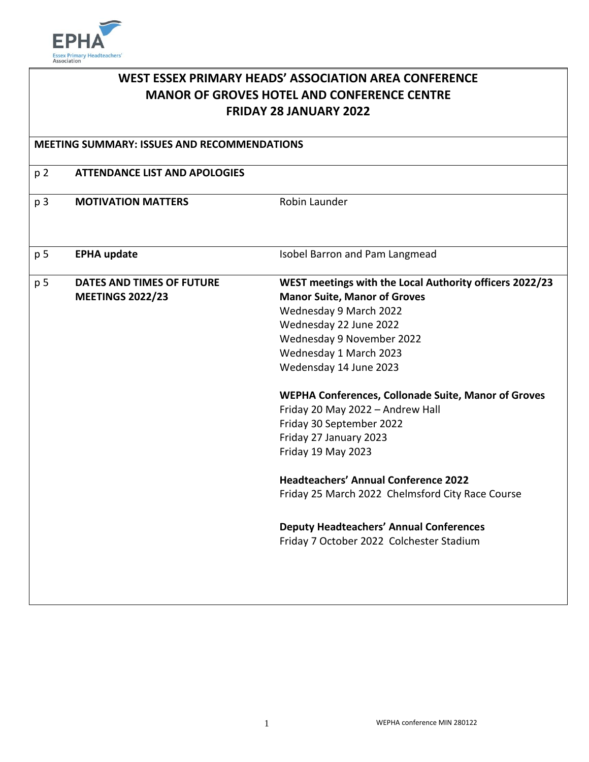EPHA
Essex Primary Headteachers' Association

# WEST ESSEX PRIMARY HEADS' ASSOCIATION AREA CONFERENCE
# MANOR OF GROVES HOTEL AND CONFERENCE CENTRE
# FRIDAY 28 JANUARY 2022

## MEETING SUMMARY: ISSUES AND RECOMMENDATIONS

| | | |
|---|---|---|
| p 2 | **ATTENDANCE LIST AND APOLOGIES** | |
| p 3 | **MOTIVATION MATTERS** | Robin Launder |
| p 5 | **EPHA update** | Isobel Barron and Pam Langmead |
| p 5 | **DATES AND TIMES OF FUTURE MEETINGS 2022/23** | **WEST meetings with the Local Authority officers 2022/23**<br>**Manor Suite, Manor of Groves**<br>Wednesday 9 March 2022<br>Wednesday 22 June 2022<br>Wednesday 9 November 2022<br>Wednesday 1 March 2023<br>Wedensday 14 June 2023<br><br>**WEPHA Conferences, Collonade Suite, Manor of Groves**<br>Friday 20 May 2022 – Andrew Hall<br>Friday 30 September 2022<br>Friday 27 January 2023<br>Friday 19 May 2023<br><br>**Headteachers' Annual Conference 2022**<br>Friday 25 March 2022 Chelmsford City Race Course<br><br>**Deputy Headteachers' Annual Conferences**<br>Friday 7 October 2022 Colchester Stadium |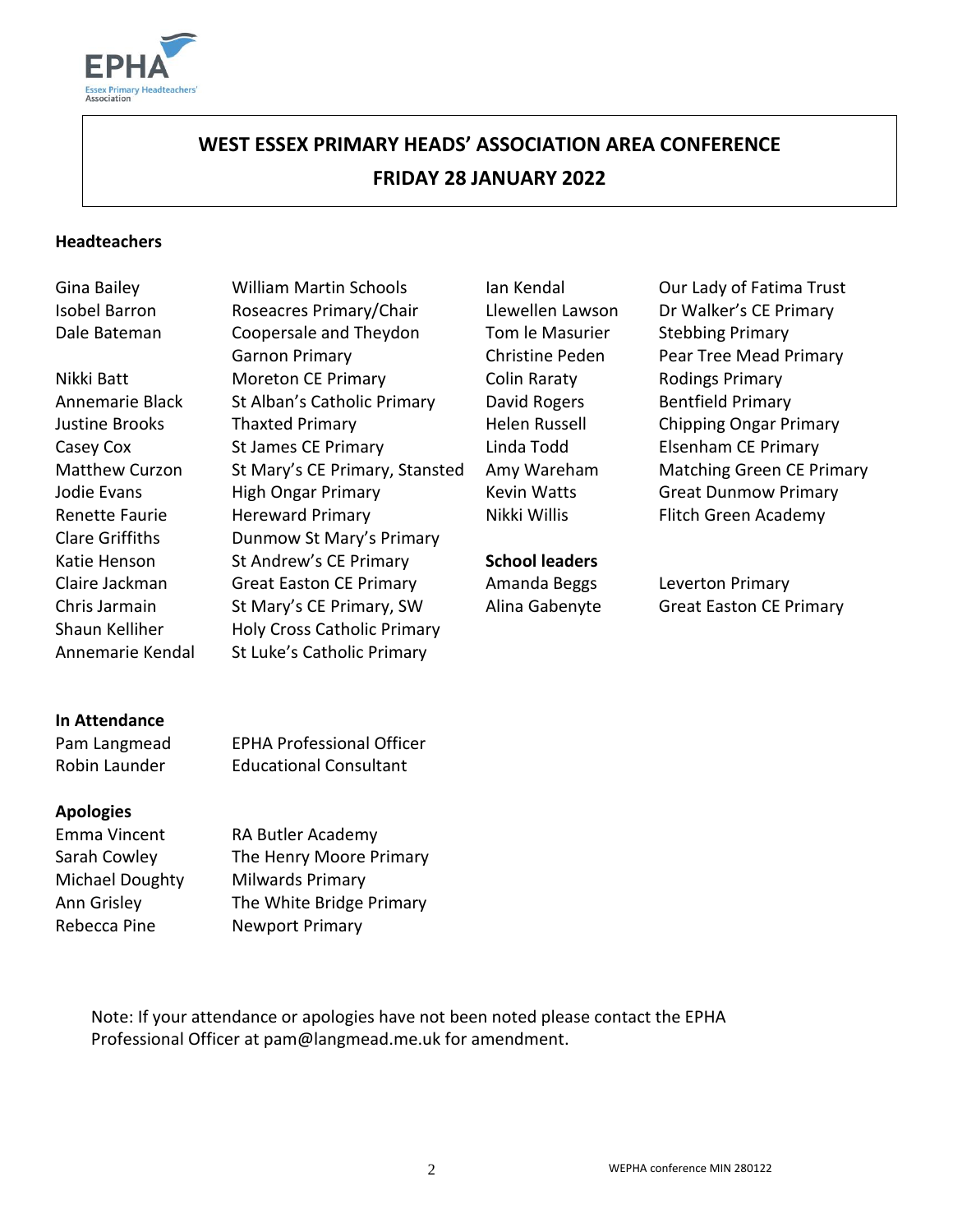# WEST ESSEX PRIMARY HEADS' ASSOCIATION AREA CONFERENCE
## FRIDAY 28 JANUARY 2022

**Headteachers**

| | |
|---|---|
| Gina Bailey | William Martin Schools |
| Isobel Barron | Roseacres Primary/Chair |
| Dale Bateman | Coopersale and Theydon Garnon Primary |
| Nikki Batt | Moreton CE Primary |
| Annemarie Black | St Alban's Catholic Primary |
| Justine Brooks | Thaxted Primary |
| Casey Cox | St James CE Primary |
| Matthew Curzon | St Mary's CE Primary, Stansted |
| Jodie Evans | High Ongar Primary |
| Renette Faurie | Hereward Primary |
| Clare Griffiths | Dunmow St Mary's Primary |
| Katie Henson | St Andrew's CE Primary |
| Claire Jackman | Great Easton CE Primary |
| Chris Jarmain | St Mary's CE Primary, SW |
| Shaun Kelliher | Holy Cross Catholic Primary |
| Annemarie Kendal | St Luke's Catholic Primary |
| Ian Kendal | Our Lady of Fatima Trust |
| Llewellen Lawson | Dr Walker's CE Primary |
| Tom le Masurier | Stebbing Primary |
| Christine Peden | Pear Tree Mead Primary |
| Colin Raraty | Rodings Primary |
| David Rogers | Bentfield Primary |
| Helen Russell | Chipping Ongar Primary |
| Linda Todd | Elsenham CE Primary |
| Amy Wareham | Matching Green CE Primary |
| Kevin Watts | Great Dunmow Primary |
| Nikki Willis | Flitch Green Academy |

**School leaders**

| | |
|---|---|
| Amanda Beggs | Leverton Primary |
| Alina Gabenyte | Great Easton CE Primary |

**In Attendance**

| | |
|---|---|
| Pam Langmead | EPHA Professional Officer |
| Robin Launder | Educational Consultant |

**Apologies**

| | |
|---|---|
| Emma Vincent | RA Butler Academy |
| Sarah Cowley | The Henry Moore Primary |
| Michael Doughty | Milwards Primary |
| Ann Grisley | The White Bridge Primary |
| Rebecca Pine | Newport Primary |

Note: If your attendance or apologies have not been noted please contact the EPHA Professional Officer at pam@langmead.me.uk for amendment.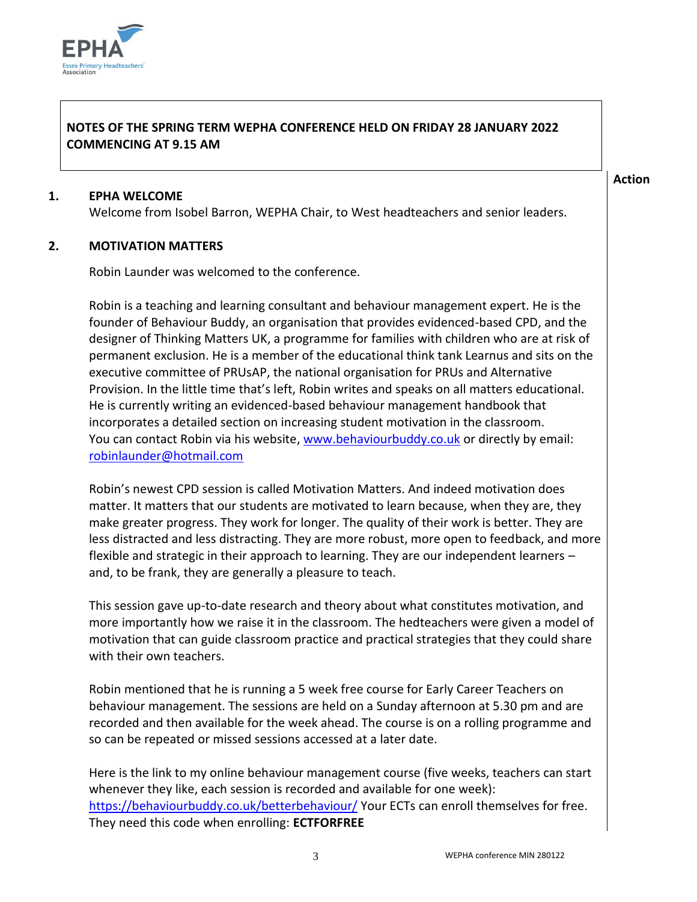**NOTES OF THE SPRING TERM WEPHA CONFERENCE HELD ON FRIDAY 28 JANUARY 2022 COMMENCING AT 9.15 AM**

**Action**

## 1. EPHA WELCOME

Welcome from Isobel Barron, WEPHA Chair, to West headteachers and senior leaders.

## 2. MOTIVATION MATTERS

Robin Launder was welcomed to the conference.

Robin is a teaching and learning consultant and behaviour management expert. He is the founder of Behaviour Buddy, an organisation that provides evidenced-based CPD, and the designer of Thinking Matters UK, a programme for families with children who are at risk of permanent exclusion. He is a member of the educational think tank Learnus and sits on the executive committee of PRUsAP, the national organisation for PRUs and Alternative Provision. In the little time that's left, Robin writes and speaks on all matters educational. He is currently writing an evidenced-based behaviour management handbook that incorporates a detailed section on increasing student motivation in the classroom. You can contact Robin via his website, [www.behaviourbuddy.co.uk](http://www.behaviourbuddy.co.uk) or directly by email: [robinlaunder@hotmail.com](mailto:robinlaunder@hotmail.com)

Robin's newest CPD session is called Motivation Matters. And indeed motivation does matter. It matters that our students are motivated to learn because, when they are, they make greater progress. They work for longer. The quality of their work is better. They are less distracted and less distracting. They are more robust, more open to feedback, and more flexible and strategic in their approach to learning. They are our independent learners – and, to be frank, they are generally a pleasure to teach.

This session gave up-to-date research and theory about what constitutes motivation, and more importantly how we raise it in the classroom. The hedteachers were given a model of motivation that can guide classroom practice and practical strategies that they could share with their own teachers.

Robin mentioned that he is running a 5 week free course for Early Career Teachers on behaviour management. The sessions are held on a Sunday afternoon at 5.30 pm and are recorded and then available for the week ahead. The course is on a rolling programme and so can be repeated or missed sessions accessed at a later date.

Here is the link to my online behaviour management course (five weeks, teachers can start whenever they like, each session is recorded and available for one week): [https://behaviourbuddy.co.uk/betterbehaviour/](https://behaviourbuddy.co.uk/betterbehaviour/) Your ECTs can enroll themselves for free. They need this code when enrolling: **ECTFORFREE**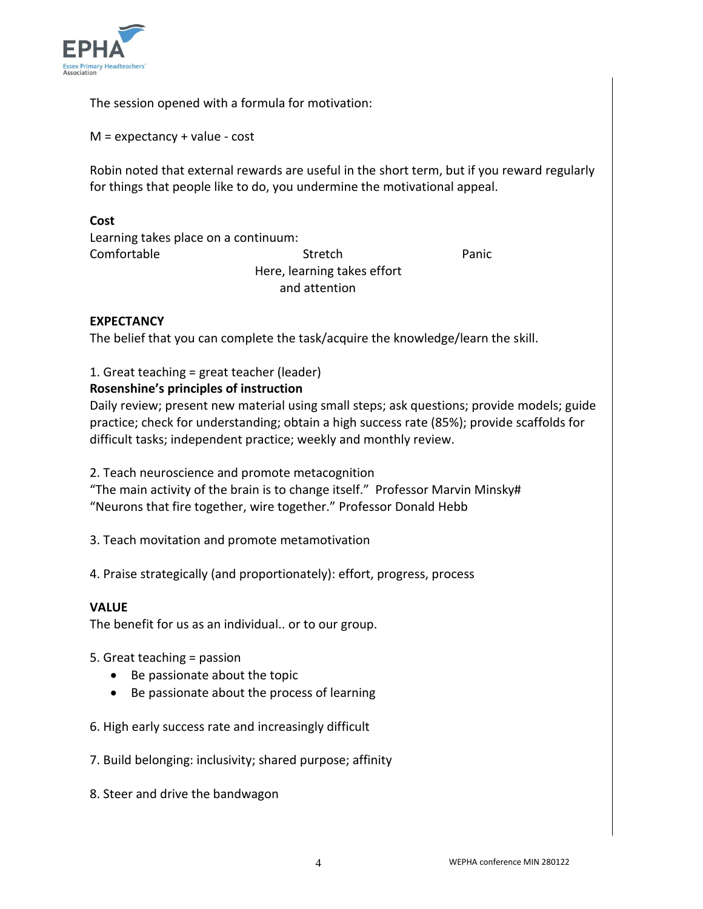The session opened with a formula for motivation:

M = expectancy + value - cost

Robin noted that external rewards are useful in the short term, but if you reward regularly for things that people like to do, you undermine the motivational appeal.

**Cost**

Learning takes place on a continuum:

Comfortable    Stretch    Panic

Here, learning takes effort and attention

**EXPECTANCY**

The belief that you can complete the task/acquire the knowledge/learn the skill.

1. Great teaching = great teacher (leader)

**Rosenshine's principles of instruction**

Daily review; present new material using small steps; ask questions; provide models; guide practice; check for understanding; obtain a high success rate (85%); provide scaffolds for difficult tasks; independent practice; weekly and monthly review.

2. Teach neuroscience and promote metacognition

"The main activity of the brain is to change itself." Professor Marvin Minsky#

"Neurons that fire together, wire together." Professor Donald Hebb

3. Teach movitation and promote metamotivation

4. Praise strategically (and proportionately): effort, progress, process

**VALUE**

The benefit for us as an individual.. or to our group.

5. Great teaching = passion
   - Be passionate about the topic
   - Be passionate about the process of learning

6. High early success rate and increasingly difficult

7. Build belonging: inclusivity; shared purpose; affinity

8. Steer and drive the bandwagon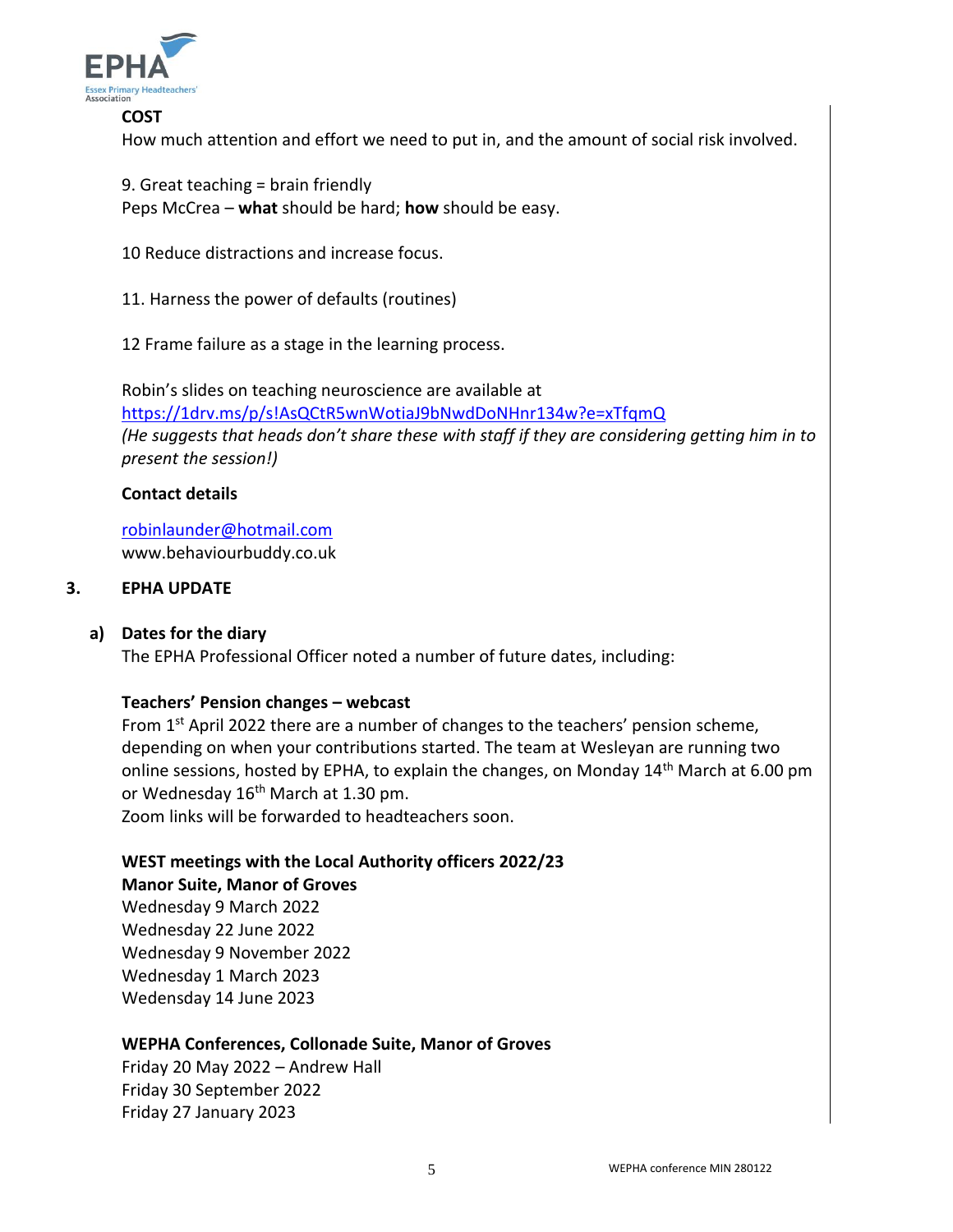**COST**

How much attention and effort we need to put in, and the amount of social risk involved.

9. Great teaching = brain friendly
Peps McCrea – **what** should be hard; **how** should be easy.

10 Reduce distractions and increase focus.

11. Harness the power of defaults (routines)

12 Frame failure as a stage in the learning process.

Robin's slides on teaching neuroscience are available at
https://1drv.ms/p/s!AsQCtR5wnWotiaJ9bNwdDoNHnr134w?e=xTfqmQ
*(He suggests that heads don't share these with staff if they are considering getting him in to present the session!)*

**Contact details**

robinlaunder@hotmail.com
www.behaviourbuddy.co.uk

## 3. EPHA UPDATE

### a) Dates for the diary

The EPHA Professional Officer noted a number of future dates, including:

**Teachers' Pension changes – webcast**

From 1st April 2022 there are a number of changes to the teachers' pension scheme, depending on when your contributions started. The team at Wesleyan are running two online sessions, hosted by EPHA, to explain the changes, on Monday 14th March at 6.00 pm or Wednesday 16th March at 1.30 pm.
Zoom links will be forwarded to headteachers soon.

**WEST meetings with the Local Authority officers 2022/23**
**Manor Suite, Manor of Groves**
Wednesday 9 March 2022
Wednesday 22 June 2022
Wednesday 9 November 2022
Wednesday 1 March 2023
Wedensday 14 June 2023

**WEPHA Conferences, Collonade Suite, Manor of Groves**
Friday 20 May 2022 – Andrew Hall
Friday 30 September 2022
Friday 27 January 2023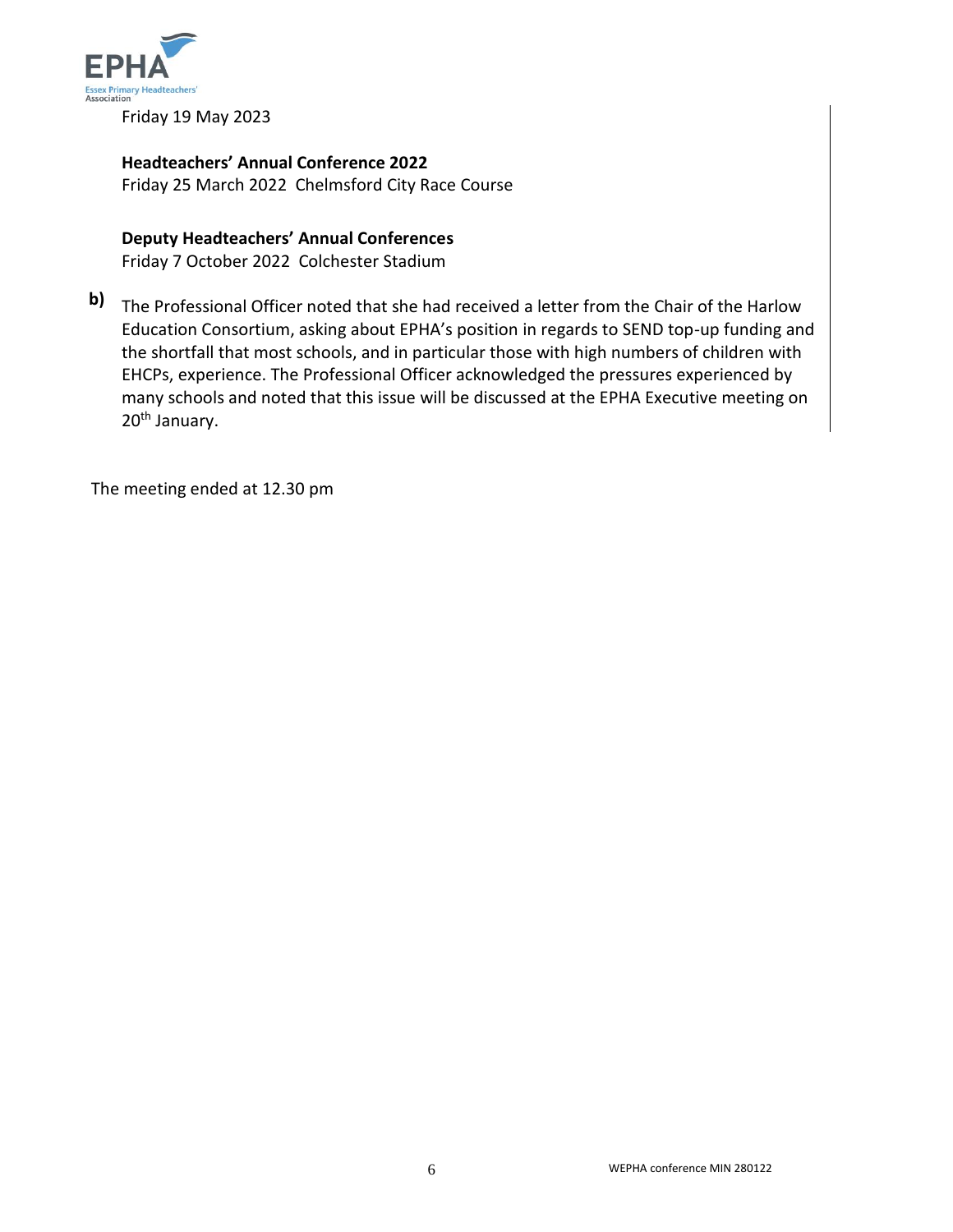Friday 19 May 2023

**Headteachers' Annual Conference 2022**
Friday 25 March 2022  Chelmsford City Race Course

**Deputy Headteachers' Annual Conferences**
Friday 7 October 2022  Colchester Stadium

**b)** The Professional Officer noted that she had received a letter from the Chair of the Harlow Education Consortium, asking about EPHA's position in regards to SEND top-up funding and the shortfall that most schools, and in particular those with high numbers of children with EHCPs, experience. The Professional Officer acknowledged the pressures experienced by many schools and noted that this issue will be discussed at the EPHA Executive meeting on 20th January.

The meeting ended at 12.30 pm